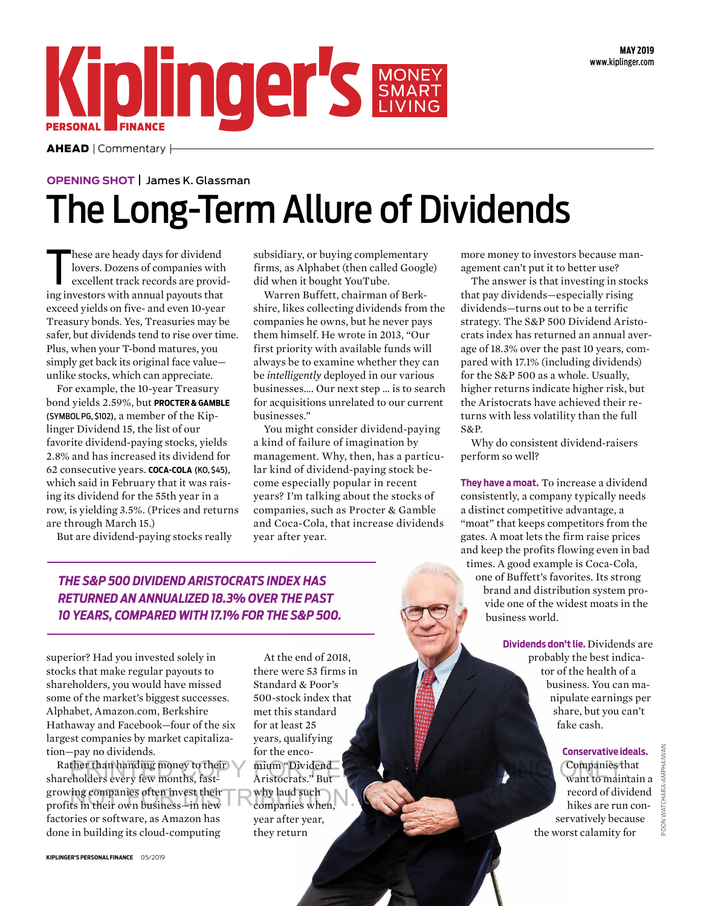AHEAD | Commentary

OPENING SHOT | James K. Glassman

# The Long-Term Allure of Dividends

These are heady days for dividend lovers. Dozens of companies with excellent track records are providing investors with annual payouts that exceed yields on five- and even 10-year Treasury bonds. Yes, Treasuries may be safer, but dividends tend to rise over time. Plus, when your T-bond matures, you simply get back its original face value—unlike stocks, which can appreciate.

For example, the 10-year Treasury bond yields 2.59%, but **PROCTER & GAMBLE** (SYMBOL PG, $102), a member of the Kiplinger Dividend 15, the list of our favorite dividend-paying stocks, yields 2.8% and has increased its dividend for 62 consecutive years. **COCA-COLA** (KO, $45), which said in February that it was raising its dividend for the 55th year in a row, is yielding 3.5%. (Prices and returns are through March 15.)

But are dividend-paying stocks really superior? Had you invested solely in stocks that make regular payouts to shareholders, you would have missed some of the market's biggest successes. Alphabet, Amazon.com, Berkshire Hathaway and Facebook—four of the six largest companies by market capitalization—pay no dividends.

Rather than handing money to their shareholders every few months, fast-growing companies often invest their profits in their own business—in new factories or software, as Amazon has done in building its cloud-computing subsidiary, or buying complementary firms, as Alphabet (then called Google) did when it bought YouTube.

Warren Buffett, chairman of Berkshire, likes collecting dividends from the companies he owns, but he never pays them himself. He wrote in 2013, "Our first priority with available funds will always be to examine whether they can be *intelligently* deployed in our various businesses.... Our next step ... is to search for acquisitions unrelated to our current businesses."

You might consider dividend-paying a kind of failure of imagination by management. Why, then, has a particular kind of dividend-paying stock become especially popular in recent years? I'm talking about the stocks of companies, such as Procter & Gamble and Coca-Cola, that increase dividends year after year.

***THE S&P 500 DIVIDEND ARISTOCRATS INDEX HAS RETURNED AN ANNUALIZED 18.3% OVER THE PAST 10 YEARS, COMPARED WITH 17.1% FOR THE S&P 500.***

At the end of 2018, there were 53 firms in Standard & Poor's 500-stock index that met this standard for at least 25 years, qualifying for the encomium "Dividend Aristocrats." But why laud such companies when, year after year, they return more money to investors because management can't put it to better use?

The answer is that investing in stocks that pay dividends—especially rising dividends—turns out to be a terrific strategy. The S&P 500 Dividend Aristocrats index has returned an annual average of 18.3% over the past 10 years, compared with 17.1% (including dividends) for the S&P 500 as a whole. Usually, higher returns indicate higher risk, but the Aristocrats have achieved their returns with less volatility than the full S&P.

Why do consistent dividend-raisers perform so well?

**They have a moat.** To increase a dividend consistently, a company typically needs a distinct competitive advantage, a "moat" that keeps competitors from the gates. A moat lets the firm raise prices and keep the profits flowing even in bad times. A good example is Coca-Cola, one of Buffett's favorites. Its strong brand and distribution system provide one of the widest moats in the business world.

**Dividends don't lie.** Dividends are probably the best indicator of the health of a business. You can manipulate earnings per share, but you can't fake cash.

**Conservative ideals.** Companies that want to maintain a record of dividend hikes are run conservatively because the worst calamity for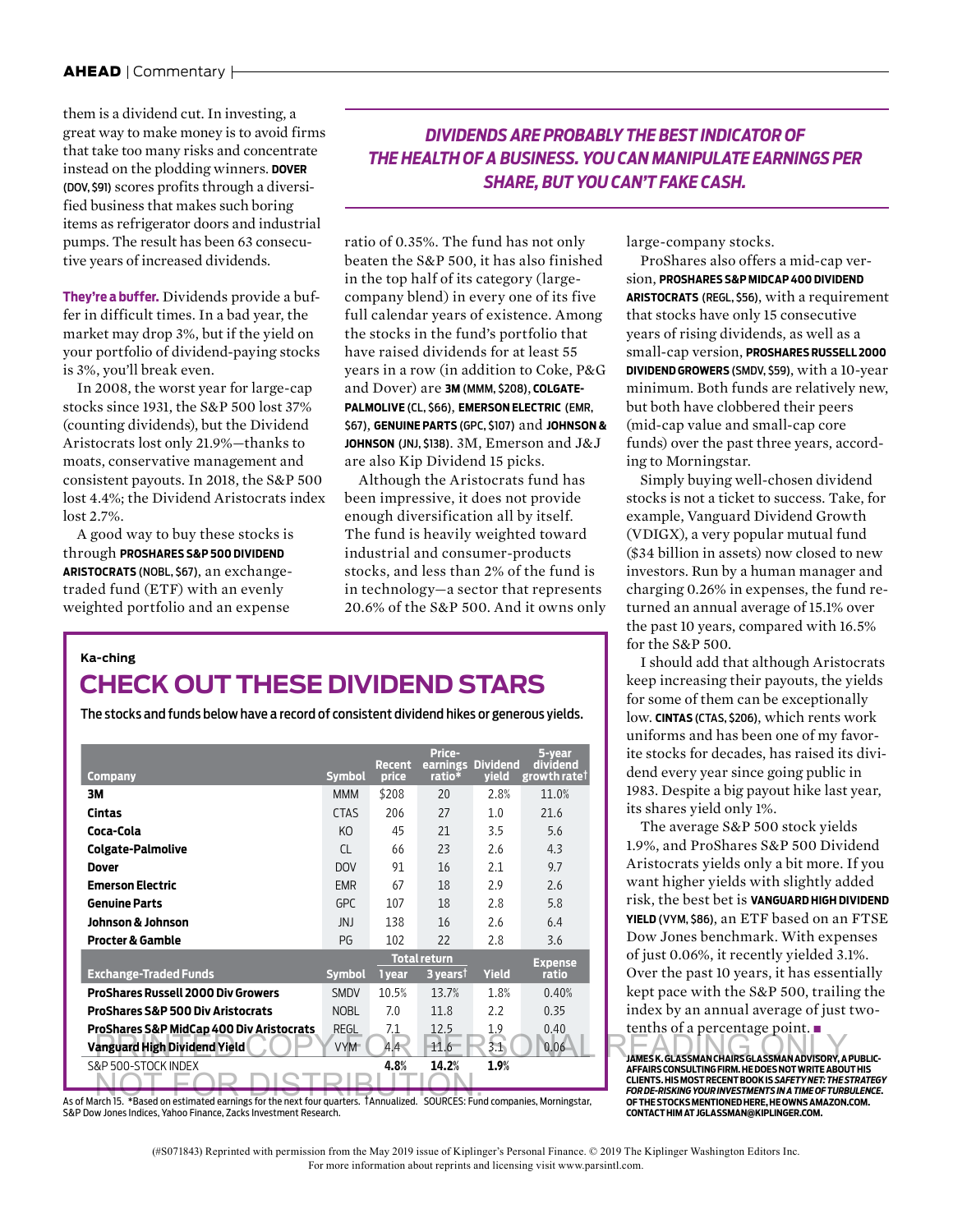them is a dividend cut. In investing, a great way to make money is to avoid firms that take too many risks and concentrate instead on the plodding winners. **DOVER** (DOV, $91) scores profits through a diversified business that makes such boring items as refrigerator doors and industrial pumps. The result has been 63 consecutive years of increased dividends.

**They're a buffer.** Dividends provide a buffer in difficult times. In a bad year, the market may drop 3%, but if the yield on your portfolio of dividend-paying stocks is 3%, you'll break even.

In 2008, the worst year for large-cap stocks since 1931, the S&P 500 lost 37% (counting dividends), but the Dividend Aristocrats lost only 21.9%—thanks to moats, conservative management and consistent payouts. In 2018, the S&P 500 lost 4.4%; the Dividend Aristocrats index lost 2.7%.

A good way to buy these stocks is through **PROSHARES S&P 500 DIVIDEND ARISTOCRATS** (NOBL, $67), an exchange-traded fund (ETF) with an evenly weighted portfolio and an expense ratio of 0.35%. The fund has not only beaten the S&P 500, it has also finished in the top half of its category (large-company blend) in every one of its five full calendar years of existence. Among the stocks in the fund's portfolio that have raised dividends for at least 55 years in a row (in addition to Coke, P&G and Dover) are **3M** (MMM, $208), **COLGATE-PALMOLIVE** (CL, $66), **EMERSON ELECTRIC** (EMR, $67), **GENUINE PARTS** (GPC, $107) and **JOHNSON & JOHNSON** (JNJ, $138). 3M, Emerson and J&J are also Kip Dividend 15 picks.

*DIVIDENDS ARE PROBABLY THE BEST INDICATOR OF THE HEALTH OF A BUSINESS. YOU CAN MANIPULATE EARNINGS PER SHARE, BUT YOU CAN'T FAKE CASH.*

Although the Aristocrats fund has been impressive, it does not provide enough diversification all by itself. The fund is heavily weighted toward industrial and consumer-products stocks, and less than 2% of the fund is in technology—a sector that represents 20.6% of the S&P 500. And it owns only large-company stocks.

ProShares also offers a mid-cap version, **PROSHARES S&P MIDCAP 400 DIVIDEND ARISTOCRATS** (REGL, $56), with a requirement that stocks have only 15 consecutive years of rising dividends, as well as a small-cap version, **PROSHARES RUSSELL 2000 DIVIDEND GROWERS** (SMDV, $59), with a 10-year minimum. Both funds are relatively new, but both have clobbered their peers (mid-cap value and small-cap core funds) over the past three years, according to Morningstar.

Simply buying well-chosen dividend stocks is not a ticket to success. Take, for example, Vanguard Dividend Growth (VDIGX), a very popular mutual fund ($34 billion in assets) now closed to new investors. Run by a human manager and charging 0.26% in expenses, the fund returned an annual average of 15.1% over the past 10 years, compared with 16.5% for the S&P 500.

I should add that although Aristocrats keep increasing their payouts, the yields for some of them can be exceptionally low. **CINTAS** (CTAS, $206), which rents work uniforms and has been one of my favorite stocks for decades, has raised its dividend every year since going public in 1983. Despite a big payout hike last year, its shares yield only 1%.

The average S&P 500 stock yields 1.9%, and ProShares S&P 500 Dividend Aristocrats yields only a bit more. If you want higher yields with slightly added risk, the best bet is **VANGUARD HIGH DIVIDEND YIELD** (VYM, $86), an ETF based on an FTSE Dow Jones benchmark. With expenses of just 0.06%, it recently yielded 3.1%. Over the past 10 years, it has essentially kept pace with the S&P 500, trailing the index by an annual average of just two-tenths of a percentage point. ■

**JAMES K. GLASSMAN CHAIRS GLASSMAN ADVISORY, A PUBLIC-AFFAIRS CONSULTING FIRM. HE DOES NOT WRITE ABOUT HIS CLIENTS. HIS MOST RECENT BOOK IS *SAFETY NET: THE STRATEGY FOR DE-RISKING YOUR INVESTMENTS IN A TIME OF TURBULENCE.* OF THE STOCKS MENTIONED HERE, HE OWNS AMAZON.COM. CONTACT HIM AT JGLASSMAN@KIPLINGER.COM.**

**Ka-ching**

## CHECK OUT THESE DIVIDEND STARS

**The stocks and funds below have a record of consistent dividend hikes or generous yields.**

| Company | Symbol | Recent price | Price-earnings ratio* | Dividend yield | 5-year dividend growth rate† |
|---|---|---|---|---|---|
| **3M** | MMM | $208 | 20 | 2.8% | 11.0% |
| **Cintas** | CTAS | 206 | 27 | 1.0 | 21.6 |
| **Coca-Cola** | KO | 45 | 21 | 3.5 | 5.6 |
| **Colgate-Palmolive** | CL | 66 | 23 | 2.6 | 4.3 |
| **Dover** | DOV | 91 | 16 | 2.1 | 9.7 |
| **Emerson Electric** | EMR | 67 | 18 | 2.9 | 2.6 |
| **Genuine Parts** | GPC | 107 | 18 | 2.8 | 5.8 |
| **Johnson & Johnson** | JNJ | 138 | 16 | 2.6 | 6.4 |
| **Procter & Gamble** | PG | 102 | 22 | 2.8 | 3.6 |

| Exchange-Traded Funds | Symbol | Total return 1 year | Total return 3 years† | Yield | Expense ratio |
|---|---|---|---|---|---|
| **ProShares Russell 2000 Div Growers** | SMDV | 10.5% | 13.7% | 1.8% | 0.40% |
| **ProShares S&P 500 Div Aristocrats** | NOBL | 7.0 | 11.8 | 2.2 | 0.35 |
| **ProShares S&P MidCap 400 Div Aristocrats** | REGL | 7.1 | 12.5 | 1.9 | 0.40 |
| **Vanguard High Dividend Yield** | VYM | 4.4 | 11.6 | 3.1 | 0.06 |
| S&P 500-STOCK INDEX | | **4.8%** | **14.2%** | **1.9%** | |

As of March 15. *Based on estimated earnings for the next four quarters. †Annualized. SOURCES: Fund companies, Morningstar, S&P Dow Jones Indices, Yahoo Finance, Zacks Investment Research.

(#S071843) Reprinted with permission from the May 2019 issue of Kiplinger's Personal Finance. © 2019 The Kiplinger Washington Editors Inc. For more information about reprints and licensing visit www.parsintl.com.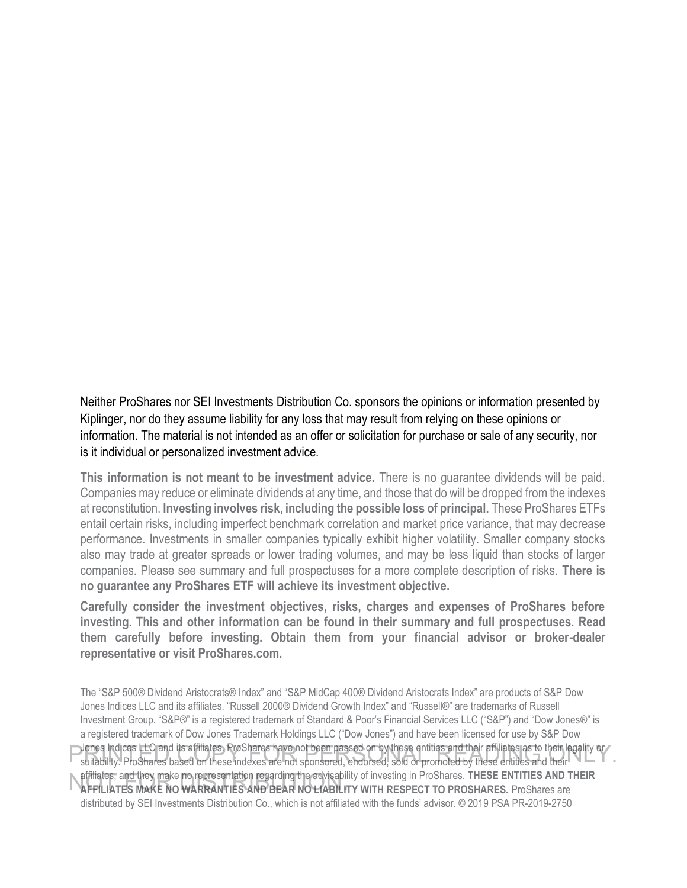Neither ProShares nor SEI Investments Distribution Co. sponsors the opinions or information presented by Kiplinger, nor do they assume liability for any loss that may result from relying on these opinions or information. The material is not intended as an offer or solicitation for purchase or sale of any security, nor is it individual or personalized investment advice.

**This information is not meant to be investment advice.** There is no guarantee dividends will be paid. Companies may reduce or eliminate dividends at any time, and those that do will be dropped from the indexes at reconstitution. **Investing involves risk, including the possible loss of principal.** These ProShares ETFs entail certain risks, including imperfect benchmark correlation and market price variance, that may decrease performance. Investments in smaller companies typically exhibit higher volatility. Smaller company stocks also may trade at greater spreads or lower trading volumes, and may be less liquid than stocks of larger companies. Please see summary and full prospectuses for a more complete description of risks. **There is no guarantee any ProShares ETF will achieve its investment objective.**

**Carefully consider the investment objectives, risks, charges and expenses of ProShares before investing. This and other information can be found in their summary and full prospectuses. Read them carefully before investing. Obtain them from your financial advisor or broker-dealer representative or visit ProShares.com.**

The "S&P 500® Dividend Aristocrats® Index" and "S&P MidCap 400® Dividend Aristocrats Index" are products of S&P Dow Jones Indices LLC and its affiliates. "Russell 2000® Dividend Growth Index" and "Russell®" are trademarks of Russell Investment Group. "S&P®" is a registered trademark of Standard & Poor's Financial Services LLC ("S&P") and "Dow Jones®" is a registered trademark of Dow Jones Trademark Holdings LLC ("Dow Jones") and have been licensed for use by S&P Dow Jones Indices LLC and its affiliates. ProShares have not been passed on by these entities and their affiliates as to their legality or suitability. ProShares based on these indexes are not sponsored, endorsed, sold or promoted by these entities and their affiliates, and they make no representation regarding the advisability of investing in ProShares. **THESE ENTITIES AND THEIR AFFILIATES MAKE NO WARRANTIES AND BEAR NO LIABILITY WITH RESPECT TO PROSHARES.** ProShares are distributed by SEI Investments Distribution Co., which is not affiliated with the funds' advisor. © 2019 PSA PR-2019-2750